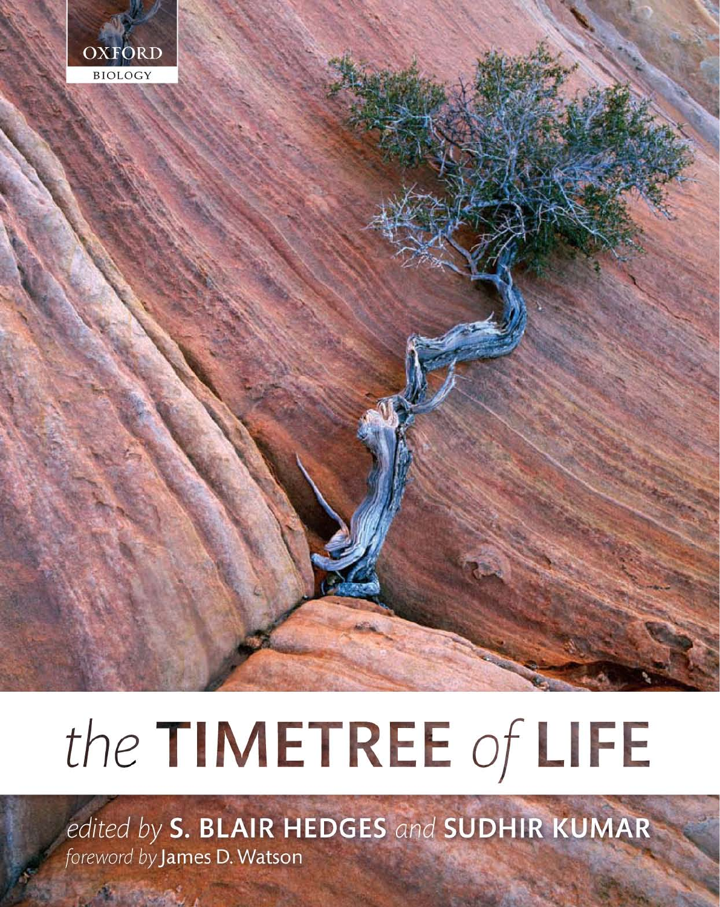OXFORD

BIOLOGY

# the TIMETREE of LIFE

*edited by* **S. BLAIR HEDGES** *and* **SUDHIR KUMAR**

*foreword by* James D. Watson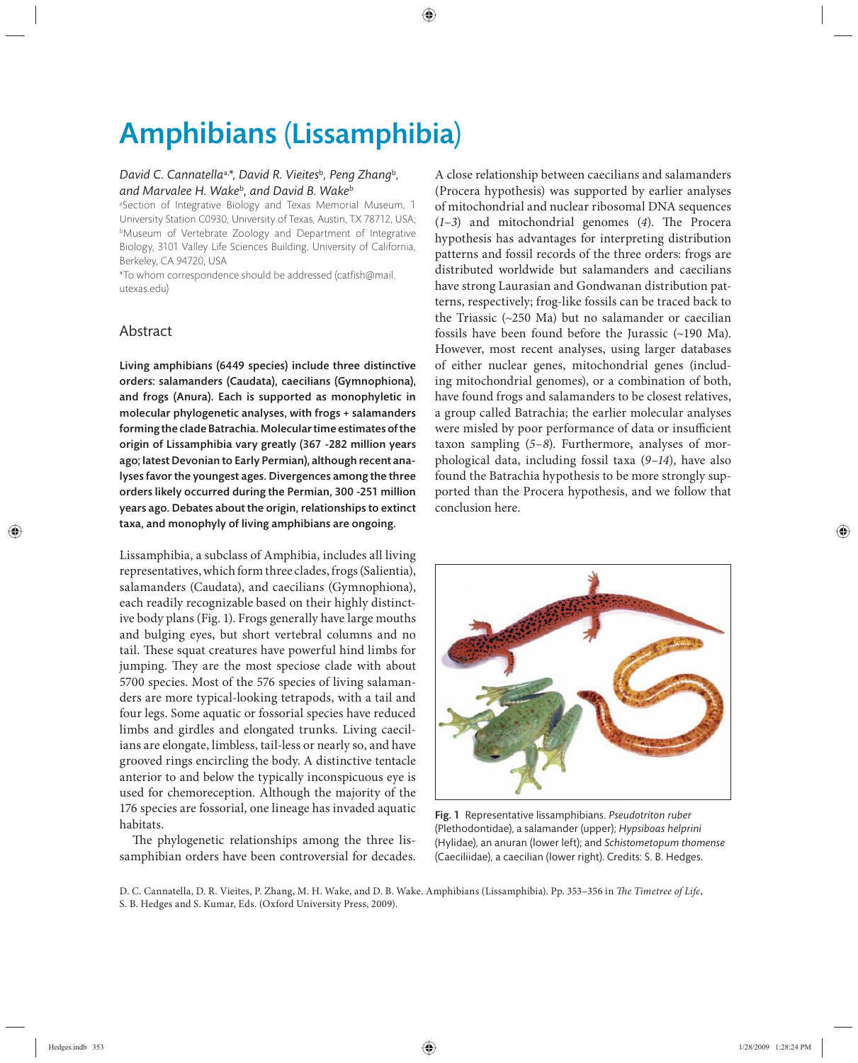# Amphibians (Lissamphibia)

*David C. Cannatella*[a,*], *David R. Vieites*[b], *Peng Zhang*[b], *and Marvalee H. Wake*[b], *and David B. Wake*[b]

[a]Section of Integrative Biology and Texas Memorial Museum, 1 University Station C0930, University of Texas, Austin, TX 78712, USA; [b]Museum of Vertebrate Zoology and Department of Integrative Biology, 3101 Valley Life Sciences Building, University of California, Berkeley, CA 94720, USA

*To whom correspondence should be addressed (catfish@mail.utexas.edu)

## Abstract

**Living amphibians (6449 species) include three distinctive orders: salamanders (Caudata), caecilians (Gymnophiona), and frogs (Anura). Each is supported as monophyletic in molecular phylogenetic analyses, with frogs + salamanders forming the clade Batrachia. Molecular time estimates of the origin of Lissamphibia vary greatly (367 -282 million years ago; latest Devonian to Early Permian), although recent analyses favor the youngest ages. Divergences among the three orders likely occurred during the Permian, 300 -251 million years ago. Debates about the origin, relationships to extinct taxa, and monophyly of living amphibians are ongoing.**

Lissamphibia, a subclass of Amphibia, includes all living representatives, which form three clades, frogs (Salientia), salamanders (Caudata), and caecilians (Gymnophiona), each readily recognizable based on their highly distinctive body plans (Fig. 1). Frogs generally have large mouths and bulging eyes, but short vertebral columns and no tail. These squat creatures have powerful hind limbs for jumping. They are the most speciose clade with about 5700 species. Most of the 576 species of living salamanders are more typical-looking tetrapods, with a tail and four legs. Some aquatic or fossorial species have reduced limbs and girdles and elongated trunks. Living caecilians are elongate, limbless, tail-less or nearly so, and have grooved rings encircling the body. A distinctive tentacle anterior to and below the typically inconspicuous eye is used for chemoreception. Although the majority of the 176 species are fossorial, one lineage has invaded aquatic habitats.

The phylogenetic relationships among the three lissamphibian orders have been controversial for decades. A close relationship between caecilians and salamanders (Procera hypothesis) was supported by earlier analyses of mitochondrial and nuclear ribosomal DNA sequences (*1–3*) and mitochondrial genomes (*4*). The Procera hypothesis has advantages for interpreting distribution patterns and fossil records of the three orders: frogs are distributed worldwide but salamanders and caecilians have strong Laurasian and Gondwanan distribution patterns, respectively; frog-like fossils can be traced back to the Triassic (~250 Ma) but no salamander or caecilian fossils have been found before the Jurassic (~190 Ma). However, most recent analyses, using larger databases of either nuclear genes, mitochondrial genes (including mitochondrial genomes), or a combination of both, have found frogs and salamanders to be closest relatives, a group called Batrachia; the earlier molecular analyses were misled by poor performance of data or insufficient taxon sampling (*5–8*). Furthermore, analyses of morphological data, including fossil taxa (*9–14*), have also found the Batrachia hypothesis to be more strongly supported than the Procera hypothesis, and we follow that conclusion here.

**Fig. 1** Representative lissamphibians. *Pseudotriton ruber* (Plethodontidae), a salamander (upper); *Hypsiboas helprini* (Hylidae), an anuran (lower left); and *Schistometopum thomense* (Caeciliidae), a caecilian (lower right). Credits: S. B. Hedges.

D. C. Cannatella, D. R. Vieites, P. Zhang, M. H. Wake, and D. B. Wake. Amphibians (Lissamphibia). Pp. 353–356 in *The Timetree of Life*, S. B. Hedges and S. Kumar, Eds. (Oxford University Press, 2009).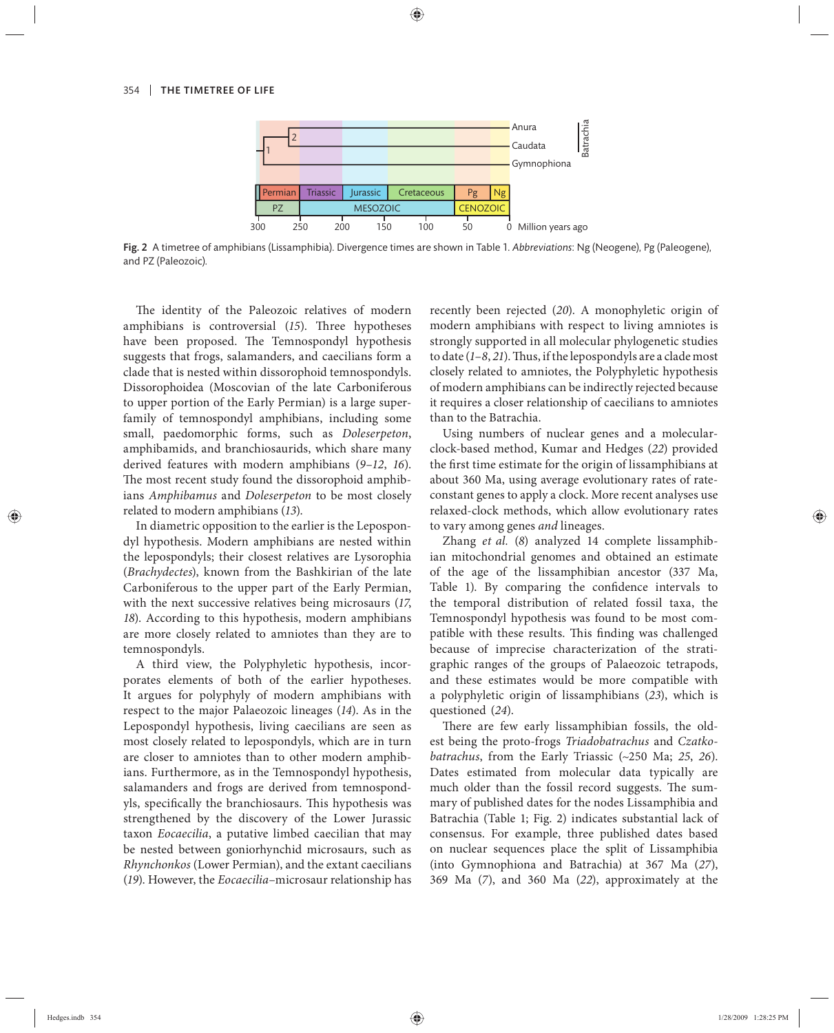Fig. 2 A timetree of amphibians (Lissamphibia). Divergence times are shown in Table 1. *Abbreviations*: Ng (Neogene), Pg (Paleogene), and PZ (Paleozoic).

The identity of the Paleozoic relatives of modern amphibians is controversial (*15*). Three hypotheses have been proposed. The Temnospondyl hypothesis suggests that frogs, salamanders, and caecilians form a clade that is nested within dissorophoid temnospondyls. Dissorophoidea (Moscovian of the late Carboniferous to upper portion of the Early Permian) is a large superfamily of temnospondyl amphibians, including some small, paedomorphic forms, such as *Doleserpeton*, amphibamids, and branchiosaurids, which share many derived features with modern amphibians (*9–12*, *16*). The most recent study found the dissorophoid amphibians *Amphibamus* and *Doleserpeton* to be most closely related to modern amphibians (*13*).

In diametric opposition to the earlier is the Lepospondyl hypothesis. Modern amphibians are nested within the lepospondyls; their closest relatives are Lysorophia (*Brachydectes*), known from the Bashkirian of the late Carboniferous to the upper part of the Early Permian, with the next successive relatives being microsaurs (*17*, *18*). According to this hypothesis, modern amphibians are more closely related to amniotes than they are to temnospondyls.

A third view, the Polyphyletic hypothesis, incorporates elements of both of the earlier hypotheses. It argues for polyphyly of modern amphibians with respect to the major Palaeozoic lineages (*14*). As in the Lepospondyl hypothesis, living caecilians are seen as most closely related to lepospondyls, which are in turn are closer to amniotes than to other modern amphibians. Furthermore, as in the Temnospondyl hypothesis, salamanders and frogs are derived from temnospondyls, specifically the branchiosaurs. This hypothesis was strengthened by the discovery of the Lower Jurassic taxon *Eocaecilia*, a putative limbed caecilian that may be nested between goniorhynchid microsaurs, such as *Rhynchonkos* (Lower Permian), and the extant caecilians (*19*). However, the *Eocaecilia*–microsaur relationship has recently been rejected (*20*). A monophyletic origin of modern amphibians with respect to living amniotes is strongly supported in all molecular phylogenetic studies to date (*1–8*, *21*). Thus, if the lepospondyls are a clade most closely related to amniotes, the Polyphyletic hypothesis of modern amphibians can be indirectly rejected because it requires a closer relationship of caecilians to amniotes than to the Batrachia.

Using numbers of nuclear genes and a molecular-clock-based method, Kumar and Hedges (*22*) provided the first time estimate for the origin of lissamphibians at about 360 Ma, using average evolutionary rates of rate-constant genes to apply a clock. More recent analyses use relaxed-clock methods, which allow evolutionary rates to vary among genes *and* lineages.

Zhang *et al.* (*8*) analyzed 14 complete lissamphibian mitochondrial genomes and obtained an estimate of the age of the lissamphibian ancestor (337 Ma, Table 1). By comparing the confidence intervals to the temporal distribution of related fossil taxa, the Temnospondyl hypothesis was found to be most compatible with these results. This finding was challenged because of imprecise characterization of the stratigraphic ranges of the groups of Palaeozoic tetrapods, and these estimates would be more compatible with a polyphyletic origin of lissamphibians (*23*), which is questioned (*24*).

There are few early lissamphibian fossils, the oldest being the proto-frogs *Triadobatrachus* and *Czatkobatrachus*, from the Early Triassic (~250 Ma; *25*, *26*). Dates estimated from molecular data typically are much older than the fossil record suggests. The summary of published dates for the nodes Lissamphibia and Batrachia (Table 1; Fig. 2) indicates substantial lack of consensus. For example, three published dates based on nuclear sequences place the split of Lissamphibia (into Gymnophiona and Batrachia) at 367 Ma (*27*), 369 Ma (*7*), and 360 Ma (*22*), approximately at the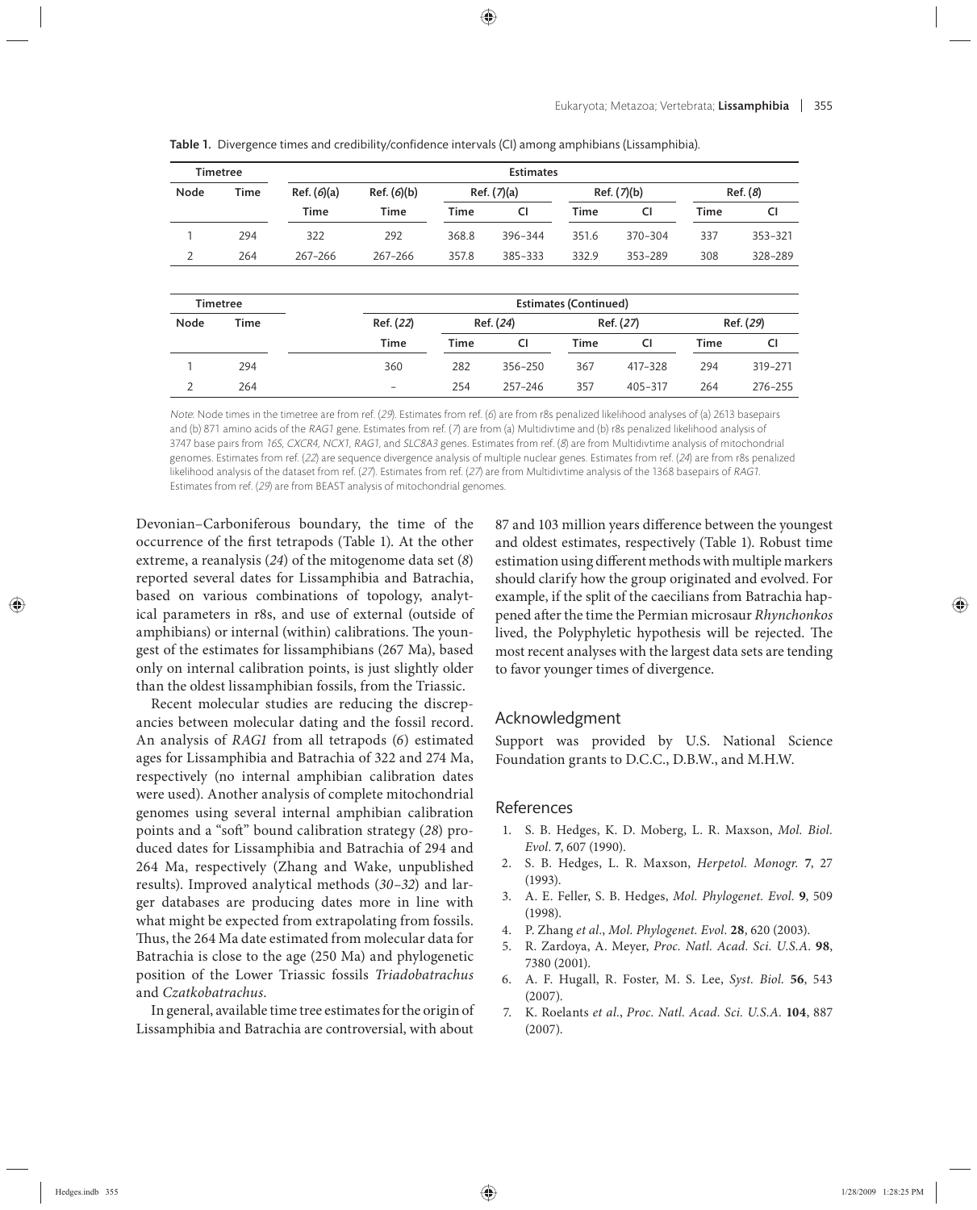**Table 1.** Divergence times and credibility/confidence intervals (CI) among amphibians (Lissamphibia).

| Timetree | | Estimates | | | | | | | |
|---|---|---|---|---|---|---|---|---|---|
| Node | Time | Ref. (*6*)(a) | Ref. (*6*)(b) | Ref. (*7*)(a) | | Ref. (*7*)(b) | | Ref. (*8*) | |
| | | Time | Time | Time | CI | Time | CI | Time | CI |
| 1 | 294 | 322 | 292 | 368.8 | 396–344 | 351.6 | 370–304 | 337 | 353–321 |
| 2 | 264 | 267–266 | 267–266 | 357.8 | 385–333 | 332.9 | 353–289 | 308 | 328–289 |

| Timetree | | Estimates (Continued) | | | | | | |
|---|---|---|---|---|---|---|---|---|
| Node | Time | Ref. (*22*) | Ref. (*24*) | | Ref. (*27*) | | Ref. (*29*) | |
| | | Time | Time | CI | Time | CI | Time | CI |
| 1 | 294 | 360 | 282 | 356–250 | 367 | 417–328 | 294 | 319–271 |
| 2 | 264 | – | 254 | 257–246 | 357 | 405–317 | 264 | 276–255 |

*Note*: Node times in the timetree are from ref. (*29*). Estimates from ref. (*6*) are from r8s penalized likelihood analyses of (a) 2613 basepairs and (b) 871 amino acids of the *RAG1* gene. Estimates from ref. (*7*) are from (a) Multidivtime and (b) r8s penalized likelihood analysis of 3747 base pairs from *16S*, *CXCR4*, *NCX1*, *RAG1*, and *SLC8A3* genes. Estimates from ref. (*8*) are from Multidivtime analysis of mitochondrial genomes. Estimates from ref. (*22*) are sequence divergence analysis of multiple nuclear genes. Estimates from ref. (*24*) are from r8s penalized likelihood analysis of the dataset from ref. (*27*). Estimates from ref. (*27*) are from Multidivtime analysis of the 1368 basepairs of *RAG1*. Estimates from ref. (*29*) are from BEAST analysis of mitochondrial genomes.

Devonian–Carboniferous boundary, the time of the occurrence of the first tetrapods (Table 1). At the other extreme, a reanalysis (*24*) of the mitogenome data set (*8*) reported several dates for Lissamphibia and Batrachia, based on various combinations of topology, analytical parameters in r8s, and use of external (outside of amphibians) or internal (within) calibrations. The youngest of the estimates for lissamphibians (267 Ma), based only on internal calibration points, is just slightly older than the oldest lissamphibian fossils, from the Triassic.

Recent molecular studies are reducing the discrepancies between molecular dating and the fossil record. An analysis of *RAG1* from all tetrapods (*6*) estimated ages for Lissamphibia and Batrachia of 322 and 274 Ma, respectively (no internal amphibian calibration dates were used). Another analysis of complete mitochondrial genomes using several internal amphibian calibration points and a "soft" bound calibration strategy (*28*) produced dates for Lissamphibia and Batrachia of 294 and 264 Ma, respectively (Zhang and Wake, unpublished results). Improved analytical methods (*30–32*) and larger databases are producing dates more in line with what might be expected from extrapolating from fossils. Thus, the 264 Ma date estimated from molecular data for Batrachia is close to the age (250 Ma) and phylogenetic position of the Lower Triassic fossils *Triadobatrachus* and *Czatkobatrachus*.

In general, available time tree estimates for the origin of Lissamphibia and Batrachia are controversial, with about 87 and 103 million years difference between the youngest and oldest estimates, respectively (Table 1). Robust time estimation using different methods with multiple markers should clarify how the group originated and evolved. For example, if the split of the caecilians from Batrachia happened after the time the Permian microsaur *Rhynchonkos* lived, the Polyphyletic hypothesis will be rejected. The most recent analyses with the largest data sets are tending to favor younger times of divergence.

## Acknowledgment

Support was provided by U.S. National Science Foundation grants to D.C.C., D.B.W., and M.H.W.

## References

1. S. B. Hedges, K. D. Moberg, L. R. Maxson, *Mol. Biol. Evol.* **7**, 607 (1990).
2. S. B. Hedges, L. R. Maxson, *Herpetol. Monogr.* **7**, 27 (1993).
3. A. E. Feller, S. B. Hedges, *Mol. Phylogenet. Evol.* **9**, 509 (1998).
4. P. Zhang *et al.*, *Mol. Phylogenet. Evol.* **28**, 620 (2003).
5. R. Zardoya, A. Meyer, *Proc. Natl. Acad. Sci. U.S.A.* **98**, 7380 (2001).
6. A. F. Hugall, R. Foster, M. S. Lee, *Syst. Biol.* **56**, 543 (2007).
7. K. Roelants *et al.*, *Proc. Natl. Acad. Sci. U.S.A.* **104**, 887 (2007).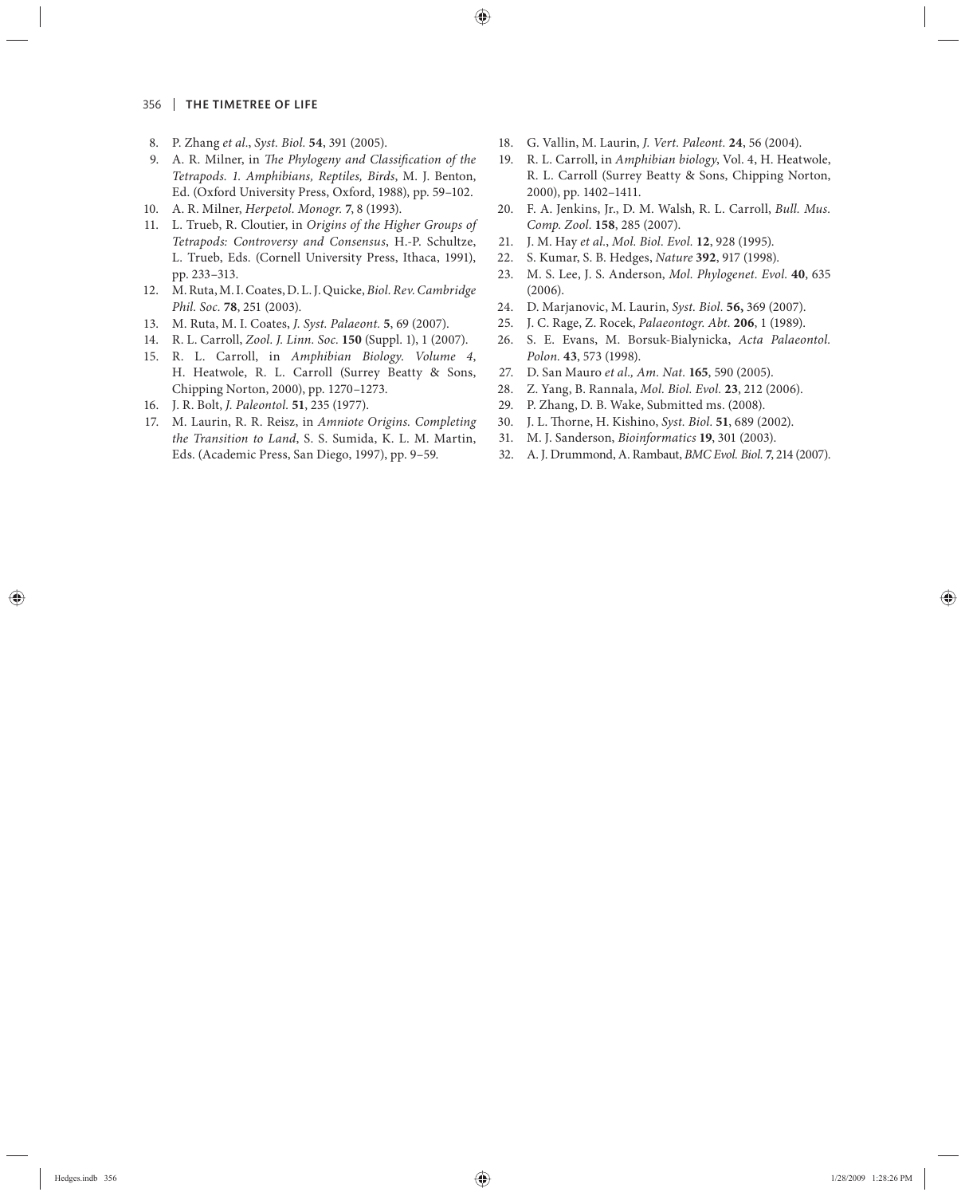8. P. Zhang *et al.*, *Syst. Biol.* **54**, 391 (2005).
9. A. R. Milner, in *The Phylogeny and Classification of the Tetrapods. 1. Amphibians, Reptiles, Birds*, M. J. Benton, Ed. (Oxford University Press, Oxford, 1988), pp. 59–102.
10. A. R. Milner, *Herpetol. Monogr.* **7**, 8 (1993).
11. L. Trueb, R. Cloutier, in *Origins of the Higher Groups of Tetrapods: Controversy and Consensus*, H.-P. Schultze, L. Trueb, Eds. (Cornell University Press, Ithaca, 1991), pp. 233–313.
12. M. Ruta, M. I. Coates, D. L. J. Quicke, *Biol. Rev. Cambridge Phil. Soc.* **78**, 251 (2003).
13. M. Ruta, M. I. Coates, *J. Syst. Palaeont.* **5**, 69 (2007).
14. R. L. Carroll, *Zool. J. Linn. Soc.* **150** (Suppl. 1), 1 (2007).
15. R. L. Carroll, in *Amphibian Biology. Volume 4*, H. Heatwole, R. L. Carroll (Surrey Beatty & Sons, Chipping Norton, 2000), pp. 1270–1273.
16. J. R. Bolt, *J. Paleontol.* **51**, 235 (1977).
17. M. Laurin, R. R. Reisz, in *Amniote Origins. Completing the Transition to Land*, S. S. Sumida, K. L. M. Martin, Eds. (Academic Press, San Diego, 1997), pp. 9–59.
18. G. Vallin, M. Laurin, *J. Vert. Paleont.* **24**, 56 (2004).
19. R. L. Carroll, in *Amphibian biology*, Vol. 4, H. Heatwole, R. L. Carroll (Surrey Beatty & Sons, Chipping Norton, 2000), pp. 1402–1411.
20. F. A. Jenkins, Jr., D. M. Walsh, R. L. Carroll, *Bull. Mus. Comp. Zool.* **158**, 285 (2007).
21. J. M. Hay *et al.*, *Mol. Biol. Evol.* **12**, 928 (1995).
22. S. Kumar, S. B. Hedges, *Nature* **392**, 917 (1998).
23. M. S. Lee, J. S. Anderson, *Mol. Phylogenet. Evol.* **40**, 635 (2006).
24. D. Marjanovic, M. Laurin, *Syst. Biol.* **56,** 369 (2007).
25. J. C. Rage, Z. Rocek, *Palaeontogr. Abt.* **206**, 1 (1989).
26. S. E. Evans, M. Borsuk-Bialynicka, *Acta Palaeontol. Polon.* **43**, 573 (1998).
27. D. San Mauro *et al., Am. Nat.* **165**, 590 (2005).
28. Z. Yang, B. Rannala, *Mol. Biol. Evol.* **23**, 212 (2006).
29. P. Zhang, D. B. Wake, Submitted ms. (2008).
30. J. L. Thorne, H. Kishino, *Syst. Biol.* **51**, 689 (2002).
31. M. J. Sanderson, *Bioinformatics* **19**, 301 (2003).
32. A. J. Drummond, A. Rambaut, *BMC Evol. Biol.* **7**, 214 (2007).